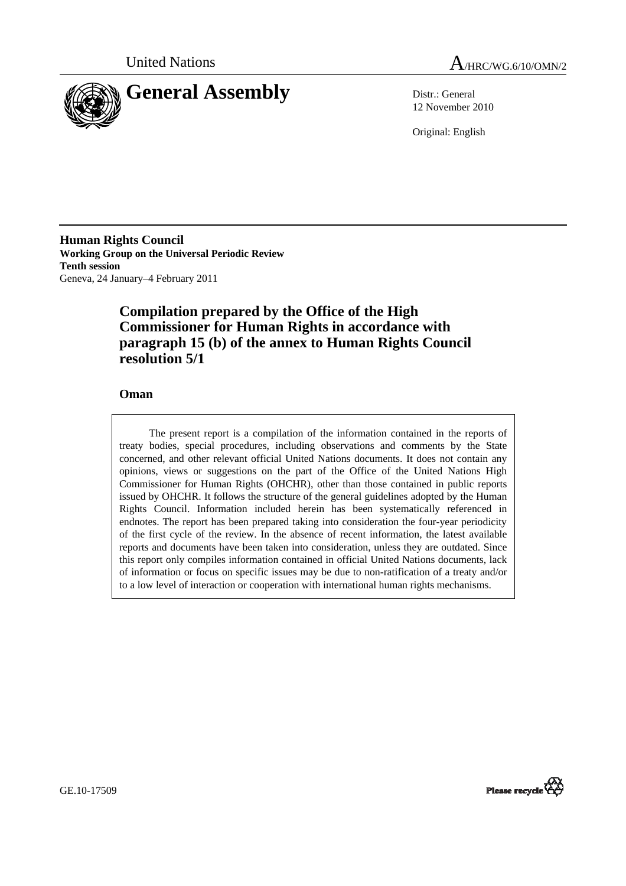United Nations

# A/HRC/WG.6/10/OMN/2

# General Assembly

Distr.: General
12 November 2010

Original: English

**Human Rights Council**
**Working Group on the Universal Periodic Review**
**Tenth session**
Geneva, 24 January–4 February 2011

## Compilation prepared by the Office of the High Commissioner for Human Rights in accordance with paragraph 15 (b) of the annex to Human Rights Council resolution 5/1

### Oman

The present report is a compilation of the information contained in the reports of treaty bodies, special procedures, including observations and comments by the State concerned, and other relevant official United Nations documents. It does not contain any opinions, views or suggestions on the part of the Office of the United Nations High Commissioner for Human Rights (OHCHR), other than those contained in public reports issued by OHCHR. It follows the structure of the general guidelines adopted by the Human Rights Council. Information included herein has been systematically referenced in endnotes. The report has been prepared taking into consideration the four-year periodicity of the first cycle of the review. In the absence of recent information, the latest available reports and documents have been taken into consideration, unless they are outdated. Since this report only compiles information contained in official United Nations documents, lack of information or focus on specific issues may be due to non-ratification of a treaty and/or to a low level of interaction or cooperation with international human rights mechanisms.

GE.10-17509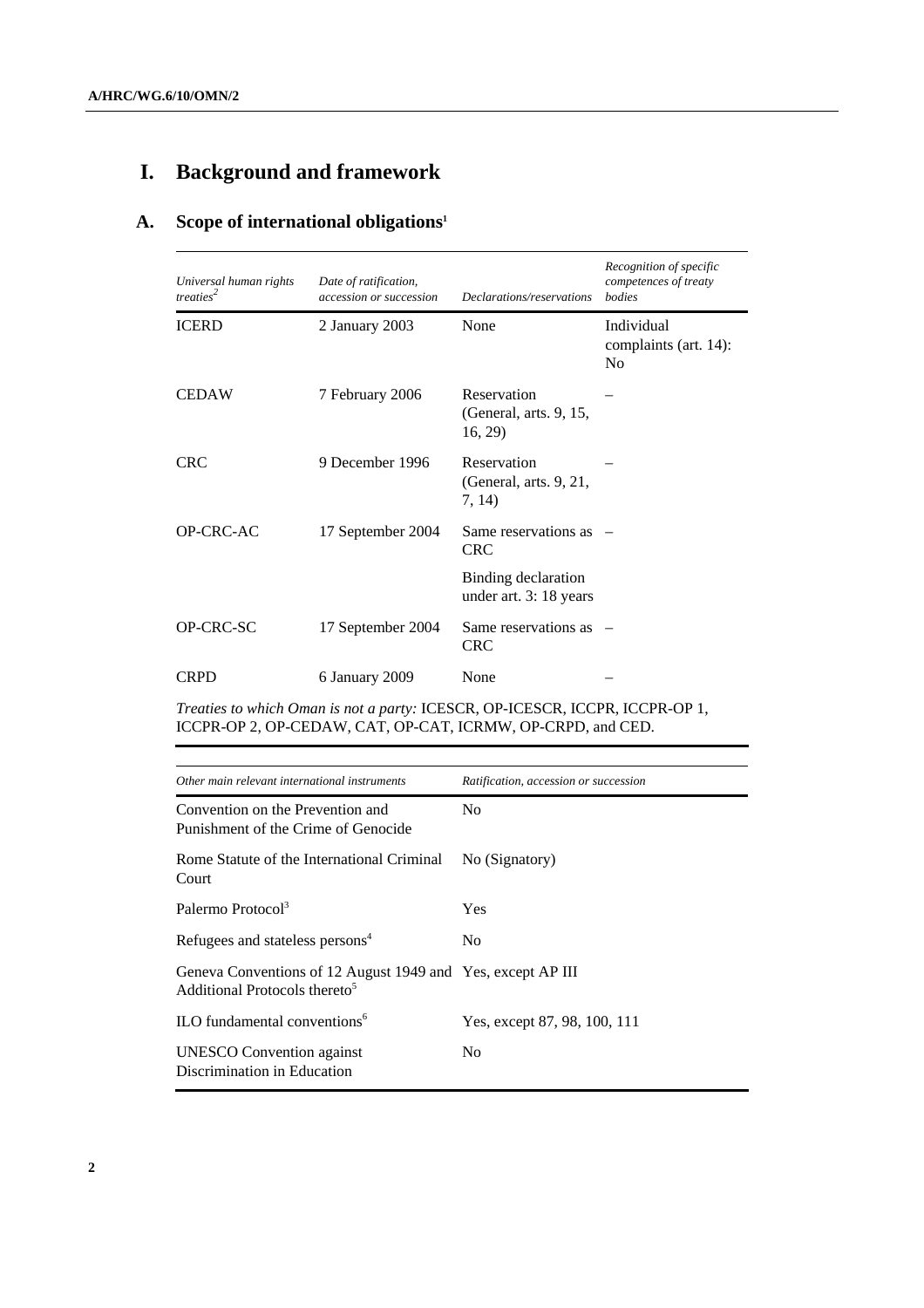# I. Background and framework

## A. Scope of international obligations[1]

| *Universal human rights treaties*[2] | *Date of ratification, accession or succession* | *Declarations/reservations* | *Recognition of specific competences of treaty bodies* |
|---|---|---|---|
| ICERD | 2 January 2003 | None | Individual complaints (art. 14): No |
| CEDAW | 7 February 2006 | Reservation (General, arts. 9, 15, 16, 29) | – |
| CRC | 9 December 1996 | Reservation (General, arts. 9, 21, 7, 14) | – |
| OP-CRC-AC | 17 September 2004 | Same reservations as CRC<br><br>Binding declaration under art. 3: 18 years | – |
| OP-CRC-SC | 17 September 2004 | Same reservations as CRC | – |
| CRPD | 6 January 2009 | None | – |

*Treaties to which Oman is not a party:* ICESCR, OP-ICESCR, ICCPR, ICCPR-OP 1, ICCPR-OP 2, OP-CEDAW, CAT, OP-CAT, ICRMW, OP-CRPD, and CED.

| *Other main relevant international instruments* | *Ratification, accession or succession* |
|---|---|
| Convention on the Prevention and Punishment of the Crime of Genocide | No |
| Rome Statute of the International Criminal Court | No (Signatory) |
| Palermo Protocol[3] | Yes |
| Refugees and stateless persons[4] | No |
| Geneva Conventions of 12 August 1949 and Additional Protocols thereto[5] | Yes, except AP III |
| ILO fundamental conventions[6] | Yes, except 87, 98, 100, 111 |
| UNESCO Convention against Discrimination in Education | No |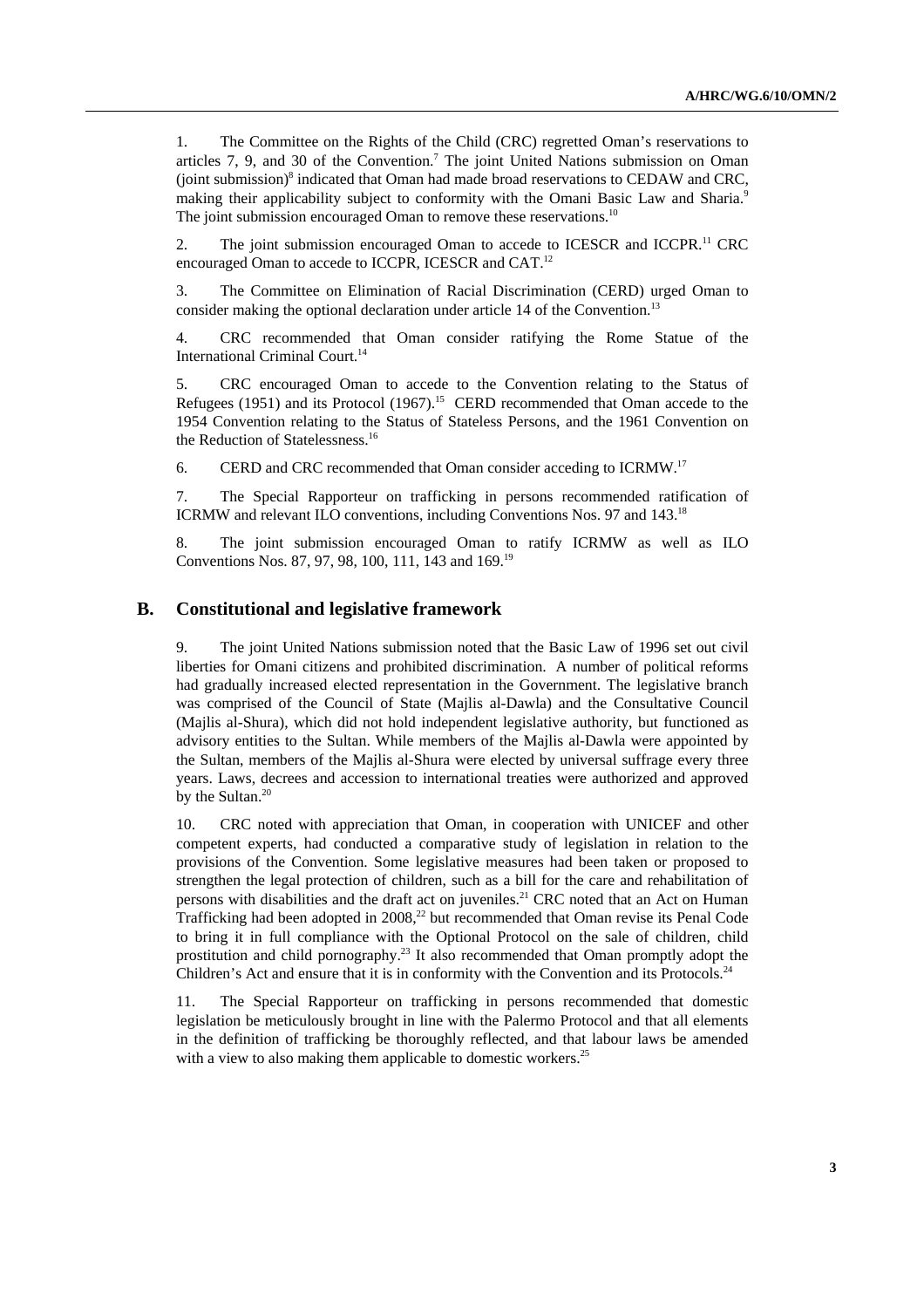1. The Committee on the Rights of the Child (CRC) regretted Oman's reservations to articles 7, 9, and 30 of the Convention.[7] The joint United Nations submission on Oman (joint submission)[8] indicated that Oman had made broad reservations to CEDAW and CRC, making their applicability subject to conformity with the Omani Basic Law and Sharia.[9] The joint submission encouraged Oman to remove these reservations.[10]

2. The joint submission encouraged Oman to accede to ICESCR and ICCPR.[11] CRC encouraged Oman to accede to ICCPR, ICESCR and CAT.[12]

3. The Committee on Elimination of Racial Discrimination (CERD) urged Oman to consider making the optional declaration under article 14 of the Convention.[13]

4. CRC recommended that Oman consider ratifying the Rome Statue of the International Criminal Court.[14]

5. CRC encouraged Oman to accede to the Convention relating to the Status of Refugees (1951) and its Protocol (1967).[15] CERD recommended that Oman accede to the 1954 Convention relating to the Status of Stateless Persons, and the 1961 Convention on the Reduction of Statelessness.[16]

6. CERD and CRC recommended that Oman consider acceding to ICRMW.[17]

7. The Special Rapporteur on trafficking in persons recommended ratification of ICRMW and relevant ILO conventions, including Conventions Nos. 97 and 143.[18]

8. The joint submission encouraged Oman to ratify ICRMW as well as ILO Conventions Nos. 87, 97, 98, 100, 111, 143 and 169.[19]

## B. Constitutional and legislative framework

9. The joint United Nations submission noted that the Basic Law of 1996 set out civil liberties for Omani citizens and prohibited discrimination. A number of political reforms had gradually increased elected representation in the Government. The legislative branch was comprised of the Council of State (Majlis al-Dawla) and the Consultative Council (Majlis al-Shura), which did not hold independent legislative authority, but functioned as advisory entities to the Sultan. While members of the Majlis al-Dawla were appointed by the Sultan, members of the Majlis al-Shura were elected by universal suffrage every three years. Laws, decrees and accession to international treaties were authorized and approved by the Sultan.[20]

10. CRC noted with appreciation that Oman, in cooperation with UNICEF and other competent experts, had conducted a comparative study of legislation in relation to the provisions of the Convention. Some legislative measures had been taken or proposed to strengthen the legal protection of children, such as a bill for the care and rehabilitation of persons with disabilities and the draft act on juveniles.[21] CRC noted that an Act on Human Trafficking had been adopted in 2008,[22] but recommended that Oman revise its Penal Code to bring it in full compliance with the Optional Protocol on the sale of children, child prostitution and child pornography.[23] It also recommended that Oman promptly adopt the Children's Act and ensure that it is in conformity with the Convention and its Protocols.[24]

11. The Special Rapporteur on trafficking in persons recommended that domestic legislation be meticulously brought in line with the Palermo Protocol and that all elements in the definition of trafficking be thoroughly reflected, and that labour laws be amended with a view to also making them applicable to domestic workers.[25]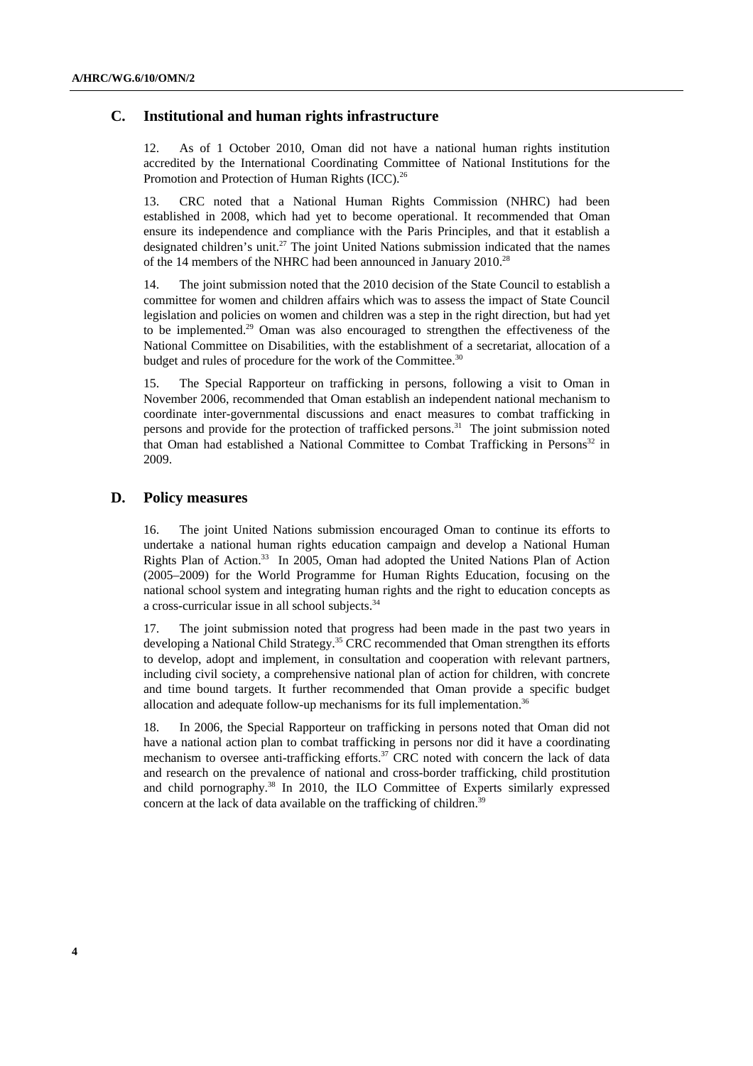## C. Institutional and human rights infrastructure

12. As of 1 October 2010, Oman did not have a national human rights institution accredited by the International Coordinating Committee of National Institutions for the Promotion and Protection of Human Rights (ICC).[26]

13. CRC noted that a National Human Rights Commission (NHRC) had been established in 2008, which had yet to become operational. It recommended that Oman ensure its independence and compliance with the Paris Principles, and that it establish a designated children's unit.[27] The joint United Nations submission indicated that the names of the 14 members of the NHRC had been announced in January 2010.[28]

14. The joint submission noted that the 2010 decision of the State Council to establish a committee for women and children affairs which was to assess the impact of State Council legislation and policies on women and children was a step in the right direction, but had yet to be implemented.[29] Oman was also encouraged to strengthen the effectiveness of the National Committee on Disabilities, with the establishment of a secretariat, allocation of a budget and rules of procedure for the work of the Committee.[30]

15. The Special Rapporteur on trafficking in persons, following a visit to Oman in November 2006, recommended that Oman establish an independent national mechanism to coordinate inter-governmental discussions and enact measures to combat trafficking in persons and provide for the protection of trafficked persons.[31] The joint submission noted that Oman had established a National Committee to Combat Trafficking in Persons[32] in 2009.

## D. Policy measures

16. The joint United Nations submission encouraged Oman to continue its efforts to undertake a national human rights education campaign and develop a National Human Rights Plan of Action.[33] In 2005, Oman had adopted the United Nations Plan of Action (2005–2009) for the World Programme for Human Rights Education, focusing on the national school system and integrating human rights and the right to education concepts as a cross-curricular issue in all school subjects.[34]

17. The joint submission noted that progress had been made in the past two years in developing a National Child Strategy.[35] CRC recommended that Oman strengthen its efforts to develop, adopt and implement, in consultation and cooperation with relevant partners, including civil society, a comprehensive national plan of action for children, with concrete and time bound targets. It further recommended that Oman provide a specific budget allocation and adequate follow-up mechanisms for its full implementation.[36]

18. In 2006, the Special Rapporteur on trafficking in persons noted that Oman did not have a national action plan to combat trafficking in persons nor did it have a coordinating mechanism to oversee anti-trafficking efforts.[37] CRC noted with concern the lack of data and research on the prevalence of national and cross-border trafficking, child prostitution and child pornography.[38] In 2010, the ILO Committee of Experts similarly expressed concern at the lack of data available on the trafficking of children.[39]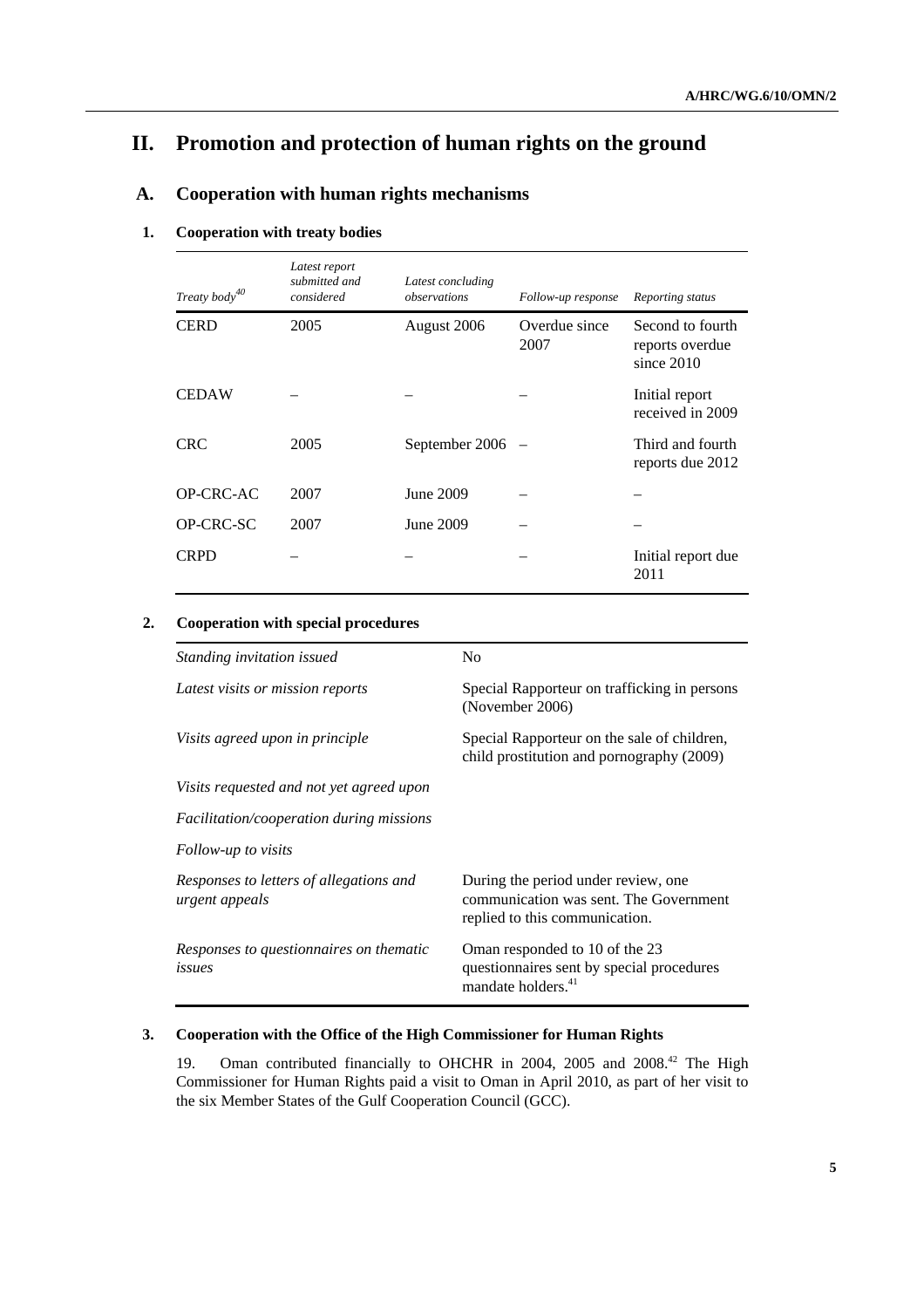# II. Promotion and protection of human rights on the ground

## A. Cooperation with human rights mechanisms

### 1. Cooperation with treaty bodies

| *Treaty body*[40] | *Latest report submitted and considered* | *Latest concluding observations* | *Follow-up response* | *Reporting status* |
|---|---|---|---|---|
| CERD | 2005 | August 2006 | Overdue since 2007 | Second to fourth reports overdue since 2010 |
| CEDAW | – | – | – | Initial report received in 2009 |
| CRC | 2005 | September 2006 | – | Third and fourth reports due 2012 |
| OP-CRC-AC | 2007 | June 2009 | – | – |
| OP-CRC-SC | 2007 | June 2009 | – | – |
| CRPD | – | – | – | Initial report due 2011 |

### 2. Cooperation with special procedures

| | |
|---|---|
| *Standing invitation issued* | No |
| *Latest visits or mission reports* | Special Rapporteur on trafficking in persons (November 2006) |
| *Visits agreed upon in principle* | Special Rapporteur on the sale of children, child prostitution and pornography (2009) |
| *Visits requested and not yet agreed upon* | |
| *Facilitation/cooperation during missions* | |
| *Follow-up to visits* | |
| *Responses to letters of allegations and urgent appeals* | During the period under review, one communication was sent. The Government replied to this communication. |
| *Responses to questionnaires on thematic issues* | Oman responded to 10 of the 23 questionnaires sent by special procedures mandate holders.[41] |

### 3. Cooperation with the Office of the High Commissioner for Human Rights

19. Oman contributed financially to OHCHR in 2004, 2005 and 2008.[42] The High Commissioner for Human Rights paid a visit to Oman in April 2010, as part of her visit to the six Member States of the Gulf Cooperation Council (GCC).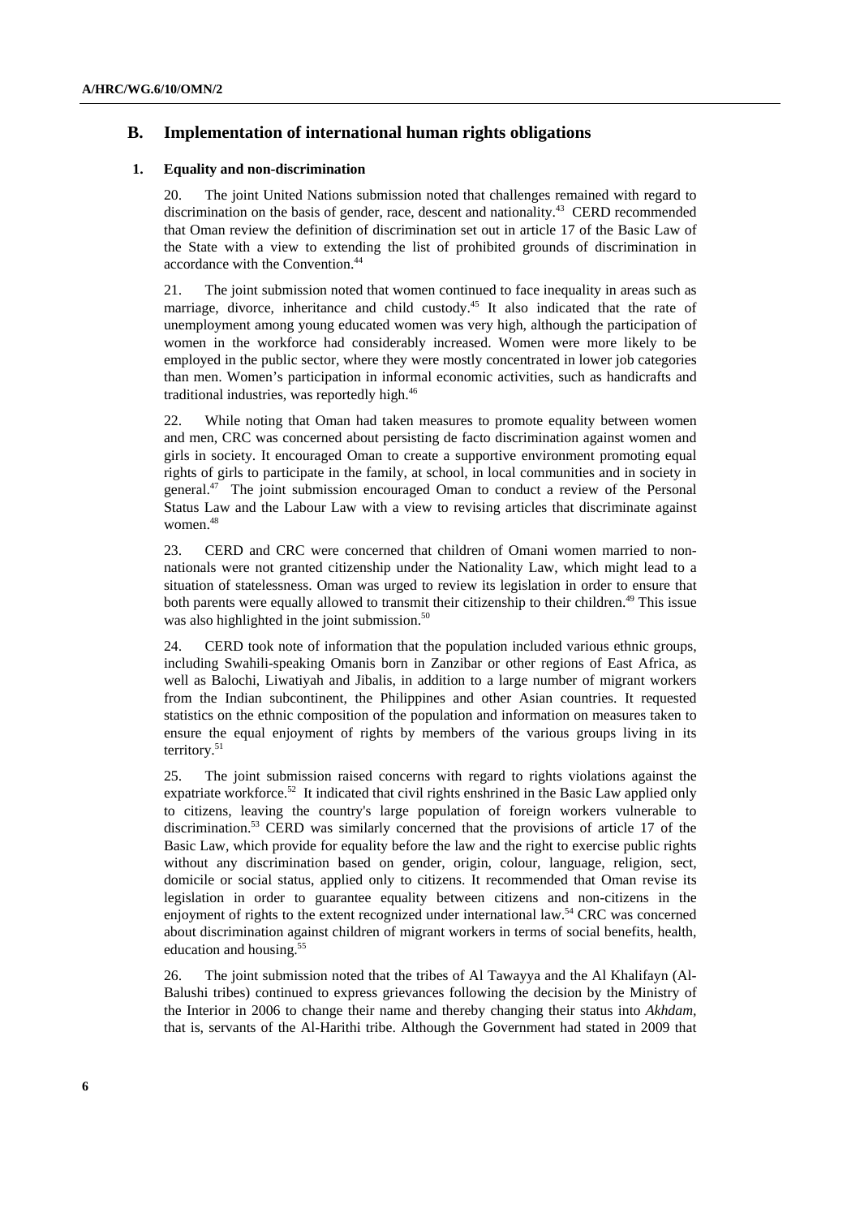## B. Implementation of international human rights obligations

### 1. Equality and non-discrimination

20. The joint United Nations submission noted that challenges remained with regard to discrimination on the basis of gender, race, descent and nationality.[43] CERD recommended that Oman review the definition of discrimination set out in article 17 of the Basic Law of the State with a view to extending the list of prohibited grounds of discrimination in accordance with the Convention.[44]

21. The joint submission noted that women continued to face inequality in areas such as marriage, divorce, inheritance and child custody.[45] It also indicated that the rate of unemployment among young educated women was very high, although the participation of women in the workforce had considerably increased. Women were more likely to be employed in the public sector, where they were mostly concentrated in lower job categories than men. Women's participation in informal economic activities, such as handicrafts and traditional industries, was reportedly high.[46]

22. While noting that Oman had taken measures to promote equality between women and men, CRC was concerned about persisting de facto discrimination against women and girls in society. It encouraged Oman to create a supportive environment promoting equal rights of girls to participate in the family, at school, in local communities and in society in general.[47] The joint submission encouraged Oman to conduct a review of the Personal Status Law and the Labour Law with a view to revising articles that discriminate against women.[48]

23. CERD and CRC were concerned that children of Omani women married to non-nationals were not granted citizenship under the Nationality Law, which might lead to a situation of statelessness. Oman was urged to review its legislation in order to ensure that both parents were equally allowed to transmit their citizenship to their children.[49] This issue was also highlighted in the joint submission.[50]

24. CERD took note of information that the population included various ethnic groups, including Swahili-speaking Omanis born in Zanzibar or other regions of East Africa, as well as Balochi, Liwatiyah and Jibalis, in addition to a large number of migrant workers from the Indian subcontinent, the Philippines and other Asian countries. It requested statistics on the ethnic composition of the population and information on measures taken to ensure the equal enjoyment of rights by members of the various groups living in its territory.[51]

25. The joint submission raised concerns with regard to rights violations against the expatriate workforce.[52] It indicated that civil rights enshrined in the Basic Law applied only to citizens, leaving the country's large population of foreign workers vulnerable to discrimination.[53] CERD was similarly concerned that the provisions of article 17 of the Basic Law, which provide for equality before the law and the right to exercise public rights without any discrimination based on gender, origin, colour, language, religion, sect, domicile or social status, applied only to citizens. It recommended that Oman revise its legislation in order to guarantee equality between citizens and non-citizens in the enjoyment of rights to the extent recognized under international law.[54] CRC was concerned about discrimination against children of migrant workers in terms of social benefits, health, education and housing.[55]

26. The joint submission noted that the tribes of Al Tawayya and the Al Khalifayn (Al-Balushi tribes) continued to express grievances following the decision by the Ministry of the Interior in 2006 to change their name and thereby changing their status into *Akhdam*, that is, servants of the Al-Harithi tribe. Although the Government had stated in 2009 that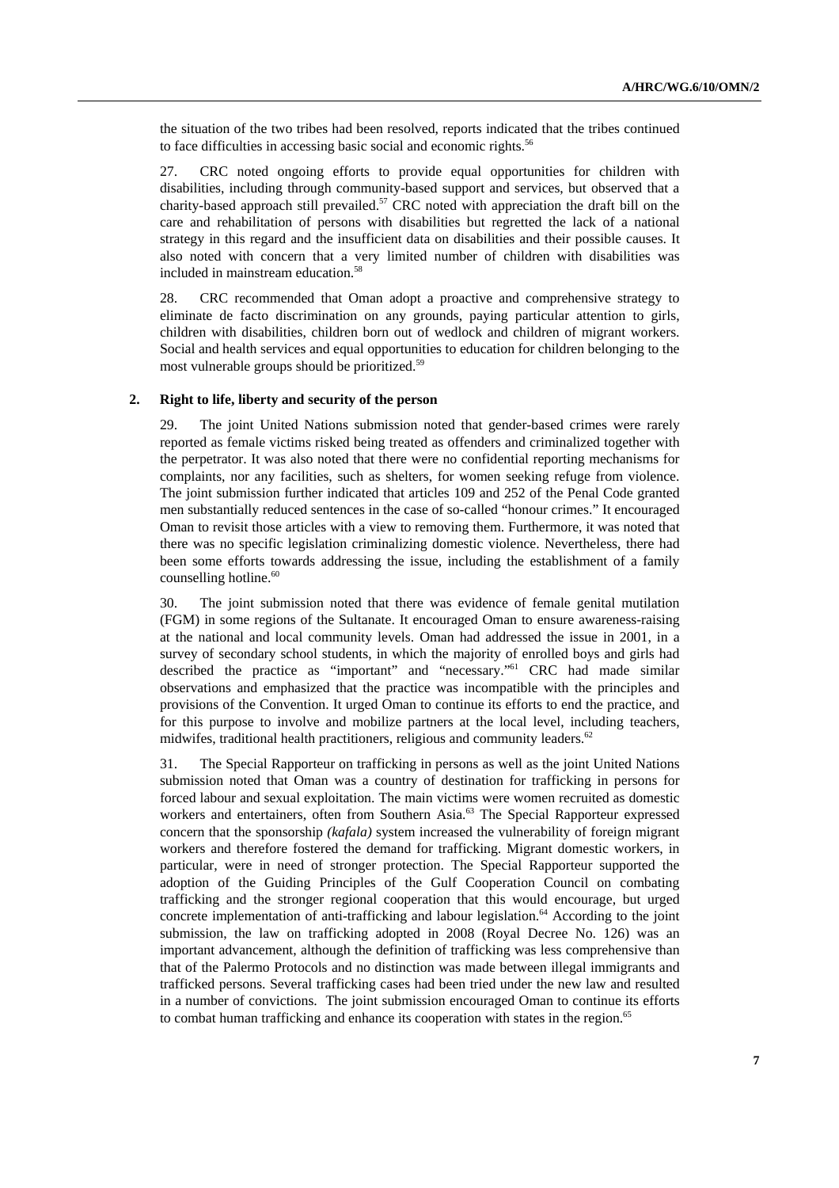the situation of the two tribes had been resolved, reports indicated that the tribes continued to face difficulties in accessing basic social and economic rights.[56]

27. CRC noted ongoing efforts to provide equal opportunities for children with disabilities, including through community-based support and services, but observed that a charity-based approach still prevailed.[57] CRC noted with appreciation the draft bill on the care and rehabilitation of persons with disabilities but regretted the lack of a national strategy in this regard and the insufficient data on disabilities and their possible causes. It also noted with concern that a very limited number of children with disabilities was included in mainstream education.[58]

28. CRC recommended that Oman adopt a proactive and comprehensive strategy to eliminate de facto discrimination on any grounds, paying particular attention to girls, children with disabilities, children born out of wedlock and children of migrant workers. Social and health services and equal opportunities to education for children belonging to the most vulnerable groups should be prioritized.[59]

### 2. Right to life, liberty and security of the person

29. The joint United Nations submission noted that gender-based crimes were rarely reported as female victims risked being treated as offenders and criminalized together with the perpetrator. It was also noted that there were no confidential reporting mechanisms for complaints, nor any facilities, such as shelters, for women seeking refuge from violence. The joint submission further indicated that articles 109 and 252 of the Penal Code granted men substantially reduced sentences in the case of so-called "honour crimes." It encouraged Oman to revisit those articles with a view to removing them. Furthermore, it was noted that there was no specific legislation criminalizing domestic violence. Nevertheless, there had been some efforts towards addressing the issue, including the establishment of a family counselling hotline.[60]

30. The joint submission noted that there was evidence of female genital mutilation (FGM) in some regions of the Sultanate. It encouraged Oman to ensure awareness-raising at the national and local community levels. Oman had addressed the issue in 2001, in a survey of secondary school students, in which the majority of enrolled boys and girls had described the practice as "important" and "necessary."[61] CRC had made similar observations and emphasized that the practice was incompatible with the principles and provisions of the Convention. It urged Oman to continue its efforts to end the practice, and for this purpose to involve and mobilize partners at the local level, including teachers, midwifes, traditional health practitioners, religious and community leaders.[62]

31. The Special Rapporteur on trafficking in persons as well as the joint United Nations submission noted that Oman was a country of destination for trafficking in persons for forced labour and sexual exploitation. The main victims were women recruited as domestic workers and entertainers, often from Southern Asia.[63] The Special Rapporteur expressed concern that the sponsorship *(kafala)* system increased the vulnerability of foreign migrant workers and therefore fostered the demand for trafficking. Migrant domestic workers, in particular, were in need of stronger protection. The Special Rapporteur supported the adoption of the Guiding Principles of the Gulf Cooperation Council on combating trafficking and the stronger regional cooperation that this would encourage, but urged concrete implementation of anti-trafficking and labour legislation.[64] According to the joint submission, the law on trafficking adopted in 2008 (Royal Decree No. 126) was an important advancement, although the definition of trafficking was less comprehensive than that of the Palermo Protocols and no distinction was made between illegal immigrants and trafficked persons. Several trafficking cases had been tried under the new law and resulted in a number of convictions. The joint submission encouraged Oman to continue its efforts to combat human trafficking and enhance its cooperation with states in the region.[65]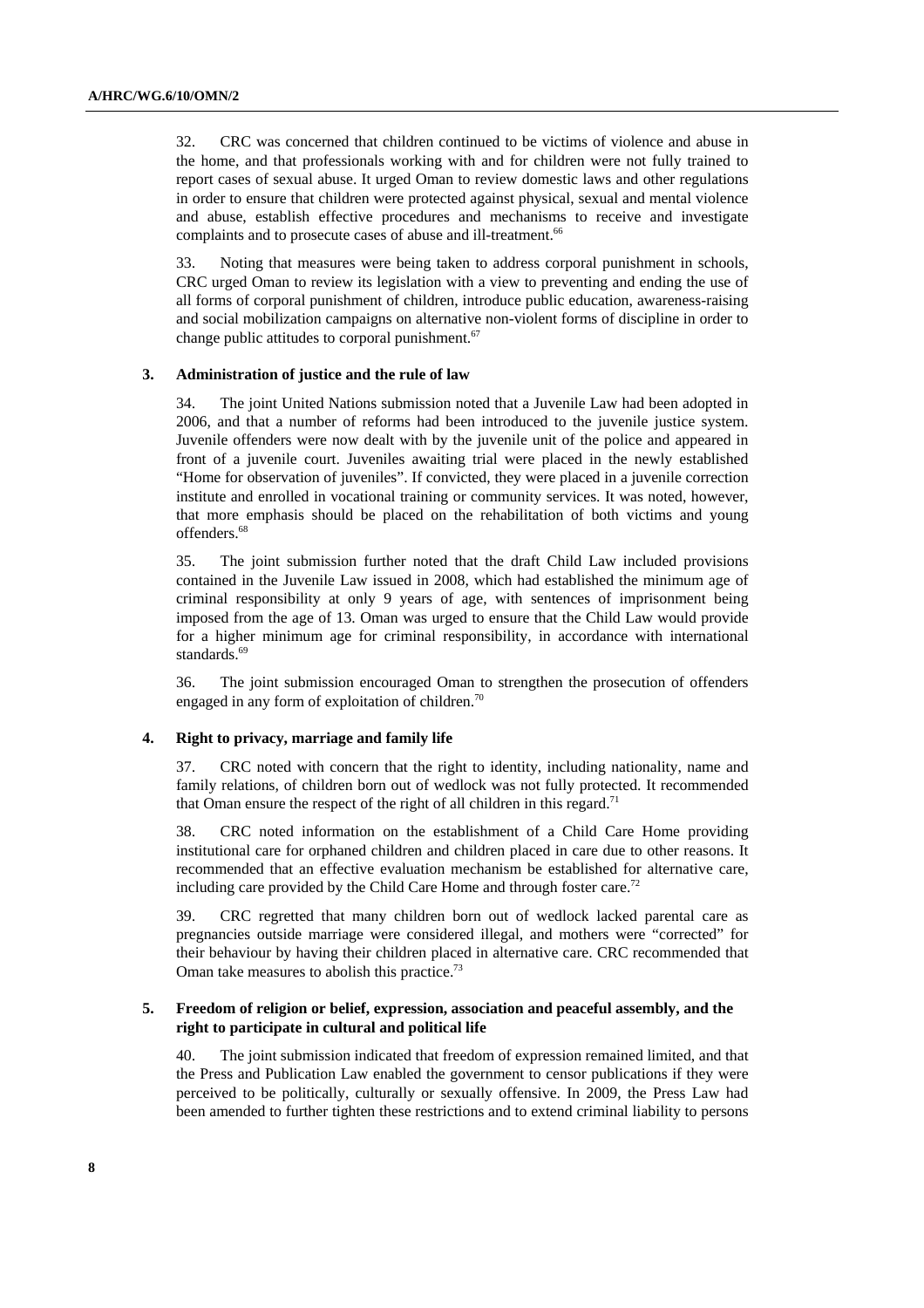32. CRC was concerned that children continued to be victims of violence and abuse in the home, and that professionals working with and for children were not fully trained to report cases of sexual abuse. It urged Oman to review domestic laws and other regulations in order to ensure that children were protected against physical, sexual and mental violence and abuse, establish effective procedures and mechanisms to receive and investigate complaints and to prosecute cases of abuse and ill-treatment.[66]

33. Noting that measures were being taken to address corporal punishment in schools, CRC urged Oman to review its legislation with a view to preventing and ending the use of all forms of corporal punishment of children, introduce public education, awareness-raising and social mobilization campaigns on alternative non-violent forms of discipline in order to change public attitudes to corporal punishment.[67]

### 3. Administration of justice and the rule of law

34. The joint United Nations submission noted that a Juvenile Law had been adopted in 2006, and that a number of reforms had been introduced to the juvenile justice system. Juvenile offenders were now dealt with by the juvenile unit of the police and appeared in front of a juvenile court. Juveniles awaiting trial were placed in the newly established "Home for observation of juveniles". If convicted, they were placed in a juvenile correction institute and enrolled in vocational training or community services. It was noted, however, that more emphasis should be placed on the rehabilitation of both victims and young offenders.[68]

35. The joint submission further noted that the draft Child Law included provisions contained in the Juvenile Law issued in 2008, which had established the minimum age of criminal responsibility at only 9 years of age, with sentences of imprisonment being imposed from the age of 13. Oman was urged to ensure that the Child Law would provide for a higher minimum age for criminal responsibility, in accordance with international standards.[69]

36. The joint submission encouraged Oman to strengthen the prosecution of offenders engaged in any form of exploitation of children.[70]

### 4. Right to privacy, marriage and family life

37. CRC noted with concern that the right to identity, including nationality, name and family relations, of children born out of wedlock was not fully protected. It recommended that Oman ensure the respect of the right of all children in this regard.[71]

38. CRC noted information on the establishment of a Child Care Home providing institutional care for orphaned children and children placed in care due to other reasons. It recommended that an effective evaluation mechanism be established for alternative care, including care provided by the Child Care Home and through foster care.[72]

39. CRC regretted that many children born out of wedlock lacked parental care as pregnancies outside marriage were considered illegal, and mothers were "corrected" for their behaviour by having their children placed in alternative care. CRC recommended that Oman take measures to abolish this practice.[73]

### 5. Freedom of religion or belief, expression, association and peaceful assembly, and the right to participate in cultural and political life

40. The joint submission indicated that freedom of expression remained limited, and that the Press and Publication Law enabled the government to censor publications if they were perceived to be politically, culturally or sexually offensive. In 2009, the Press Law had been amended to further tighten these restrictions and to extend criminal liability to persons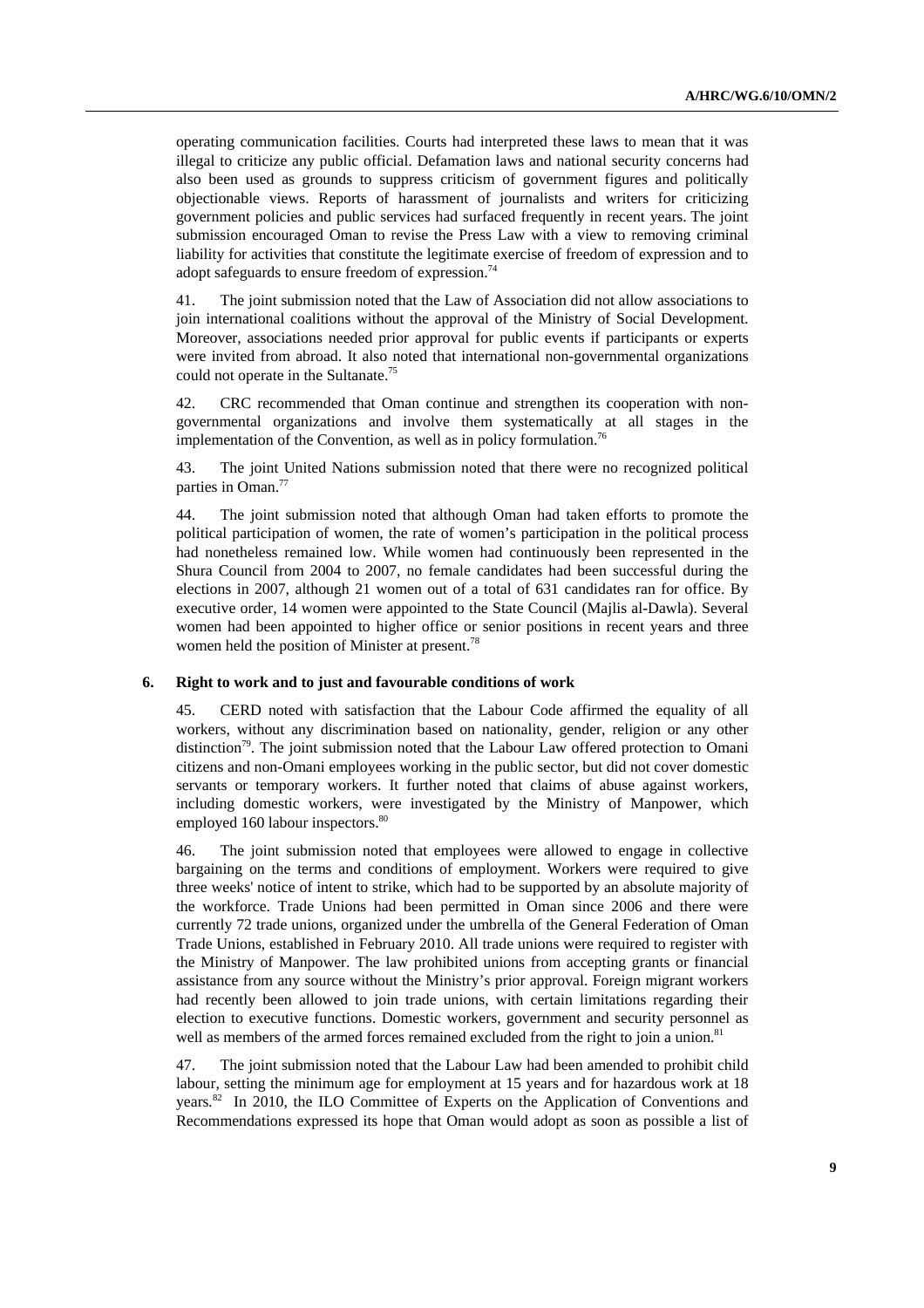operating communication facilities. Courts had interpreted these laws to mean that it was illegal to criticize any public official. Defamation laws and national security concerns had also been used as grounds to suppress criticism of government figures and politically objectionable views. Reports of harassment of journalists and writers for criticizing government policies and public services had surfaced frequently in recent years. The joint submission encouraged Oman to revise the Press Law with a view to removing criminal liability for activities that constitute the legitimate exercise of freedom of expression and to adopt safeguards to ensure freedom of expression.[74]

41. The joint submission noted that the Law of Association did not allow associations to join international coalitions without the approval of the Ministry of Social Development. Moreover, associations needed prior approval for public events if participants or experts were invited from abroad. It also noted that international non-governmental organizations could not operate in the Sultanate.[75]

42. CRC recommended that Oman continue and strengthen its cooperation with non-governmental organizations and involve them systematically at all stages in the implementation of the Convention, as well as in policy formulation.[76]

43. The joint United Nations submission noted that there were no recognized political parties in Oman.[77]

44. The joint submission noted that although Oman had taken efforts to promote the political participation of women, the rate of women's participation in the political process had nonetheless remained low. While women had continuously been represented in the Shura Council from 2004 to 2007, no female candidates had been successful during the elections in 2007, although 21 women out of a total of 631 candidates ran for office. By executive order, 14 women were appointed to the State Council (Majlis al-Dawla). Several women had been appointed to higher office or senior positions in recent years and three women held the position of Minister at present.[78]

### 6. Right to work and to just and favourable conditions of work

45. CERD noted with satisfaction that the Labour Code affirmed the equality of all workers, without any discrimination based on nationality, gender, religion or any other distinction[79]. The joint submission noted that the Labour Law offered protection to Omani citizens and non-Omani employees working in the public sector, but did not cover domestic servants or temporary workers. It further noted that claims of abuse against workers, including domestic workers, were investigated by the Ministry of Manpower, which employed 160 labour inspectors.[80]

46. The joint submission noted that employees were allowed to engage in collective bargaining on the terms and conditions of employment. Workers were required to give three weeks' notice of intent to strike, which had to be supported by an absolute majority of the workforce. Trade Unions had been permitted in Oman since 2006 and there were currently 72 trade unions, organized under the umbrella of the General Federation of Oman Trade Unions, established in February 2010. All trade unions were required to register with the Ministry of Manpower. The law prohibited unions from accepting grants or financial assistance from any source without the Ministry's prior approval. Foreign migrant workers had recently been allowed to join trade unions, with certain limitations regarding their election to executive functions. Domestic workers, government and security personnel as well as members of the armed forces remained excluded from the right to join a union.[81]

47. The joint submission noted that the Labour Law had been amended to prohibit child labour, setting the minimum age for employment at 15 years and for hazardous work at 18 years.[82] In 2010, the ILO Committee of Experts on the Application of Conventions and Recommendations expressed its hope that Oman would adopt as soon as possible a list of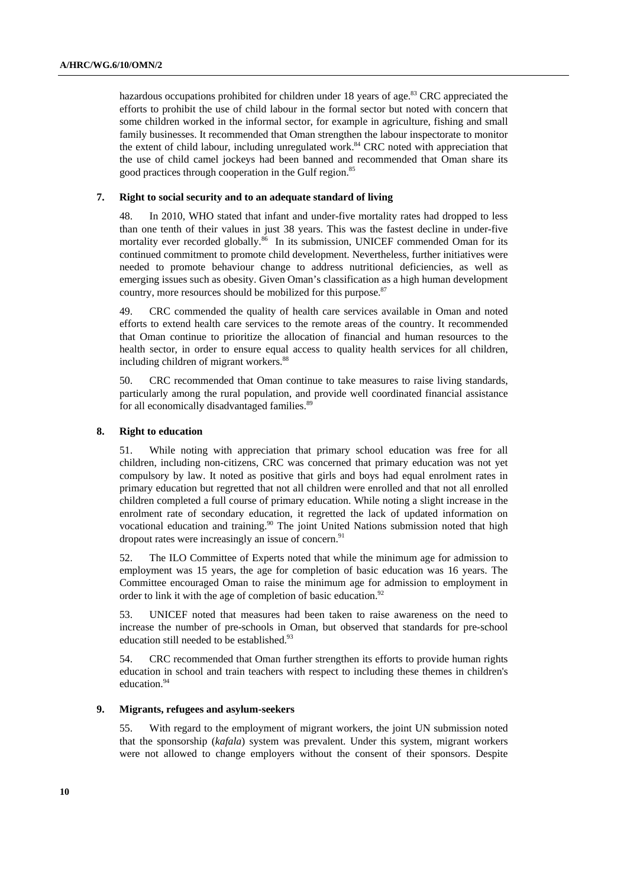hazardous occupations prohibited for children under 18 years of age.[83] CRC appreciated the efforts to prohibit the use of child labour in the formal sector but noted with concern that some children worked in the informal sector, for example in agriculture, fishing and small family businesses. It recommended that Oman strengthen the labour inspectorate to monitor the extent of child labour, including unregulated work.[84] CRC noted with appreciation that the use of child camel jockeys had been banned and recommended that Oman share its good practices through cooperation in the Gulf region.[85]

### 7. Right to social security and to an adequate standard of living

48. In 2010, WHO stated that infant and under-five mortality rates had dropped to less than one tenth of their values in just 38 years. This was the fastest decline in under-five mortality ever recorded globally.[86] In its submission, UNICEF commended Oman for its continued commitment to promote child development. Nevertheless, further initiatives were needed to promote behaviour change to address nutritional deficiencies, as well as emerging issues such as obesity. Given Oman's classification as a high human development country, more resources should be mobilized for this purpose.[87]

49. CRC commended the quality of health care services available in Oman and noted efforts to extend health care services to the remote areas of the country. It recommended that Oman continue to prioritize the allocation of financial and human resources to the health sector, in order to ensure equal access to quality health services for all children, including children of migrant workers.[88]

50. CRC recommended that Oman continue to take measures to raise living standards, particularly among the rural population, and provide well coordinated financial assistance for all economically disadvantaged families.[89]

### 8. Right to education

51. While noting with appreciation that primary school education was free for all children, including non-citizens, CRC was concerned that primary education was not yet compulsory by law. It noted as positive that girls and boys had equal enrolment rates in primary education but regretted that not all children were enrolled and that not all enrolled children completed a full course of primary education. While noting a slight increase in the enrolment rate of secondary education, it regretted the lack of updated information on vocational education and training.[90] The joint United Nations submission noted that high dropout rates were increasingly an issue of concern.[91]

52. The ILO Committee of Experts noted that while the minimum age for admission to employment was 15 years, the age for completion of basic education was 16 years. The Committee encouraged Oman to raise the minimum age for admission to employment in order to link it with the age of completion of basic education.[92]

53. UNICEF noted that measures had been taken to raise awareness on the need to increase the number of pre-schools in Oman, but observed that standards for pre-school education still needed to be established.[93]

54. CRC recommended that Oman further strengthen its efforts to provide human rights education in school and train teachers with respect to including these themes in children's education.[94]

### 9. Migrants, refugees and asylum-seekers

55. With regard to the employment of migrant workers, the joint UN submission noted that the sponsorship (*kafala*) system was prevalent. Under this system, migrant workers were not allowed to change employers without the consent of their sponsors. Despite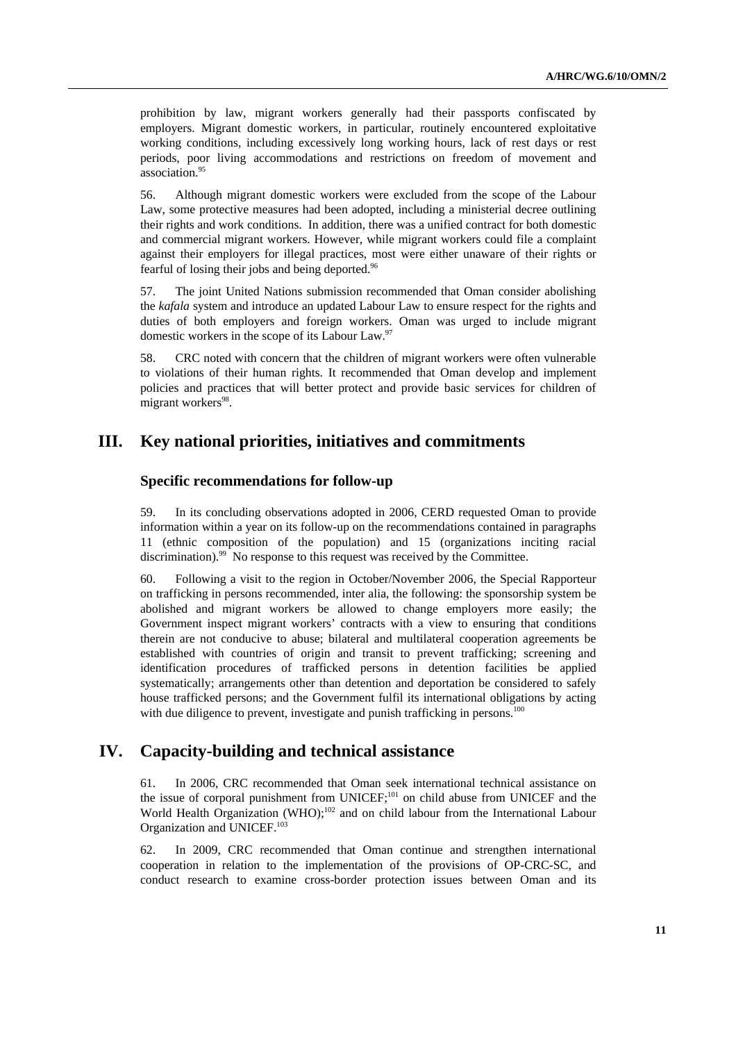prohibition by law, migrant workers generally had their passports confiscated by employers. Migrant domestic workers, in particular, routinely encountered exploitative working conditions, including excessively long working hours, lack of rest days or rest periods, poor living accommodations and restrictions on freedom of movement and association.[95]

56. Although migrant domestic workers were excluded from the scope of the Labour Law, some protective measures had been adopted, including a ministerial decree outlining their rights and work conditions. In addition, there was a unified contract for both domestic and commercial migrant workers. However, while migrant workers could file a complaint against their employers for illegal practices, most were either unaware of their rights or fearful of losing their jobs and being deported.[96]

57. The joint United Nations submission recommended that Oman consider abolishing the *kafala* system and introduce an updated Labour Law to ensure respect for the rights and duties of both employers and foreign workers. Oman was urged to include migrant domestic workers in the scope of its Labour Law.[97]

58. CRC noted with concern that the children of migrant workers were often vulnerable to violations of their human rights. It recommended that Oman develop and implement policies and practices that will better protect and provide basic services for children of migrant workers[98].

# III. Key national priorities, initiatives and commitments

### Specific recommendations for follow-up

59. In its concluding observations adopted in 2006, CERD requested Oman to provide information within a year on its follow-up on the recommendations contained in paragraphs 11 (ethnic composition of the population) and 15 (organizations inciting racial discrimination).[99] No response to this request was received by the Committee.

60. Following a visit to the region in October/November 2006, the Special Rapporteur on trafficking in persons recommended, inter alia, the following: the sponsorship system be abolished and migrant workers be allowed to change employers more easily; the Government inspect migrant workers' contracts with a view to ensuring that conditions therein are not conducive to abuse; bilateral and multilateral cooperation agreements be established with countries of origin and transit to prevent trafficking; screening and identification procedures of trafficked persons in detention facilities be applied systematically; arrangements other than detention and deportation be considered to safely house trafficked persons; and the Government fulfil its international obligations by acting with due diligence to prevent, investigate and punish trafficking in persons.[100]

# IV. Capacity-building and technical assistance

61. In 2006, CRC recommended that Oman seek international technical assistance on the issue of corporal punishment from UNICEF;[101] on child abuse from UNICEF and the World Health Organization (WHO);[102] and on child labour from the International Labour Organization and UNICEF.[103]

62. In 2009, CRC recommended that Oman continue and strengthen international cooperation in relation to the implementation of the provisions of OP-CRC-SC, and conduct research to examine cross-border protection issues between Oman and its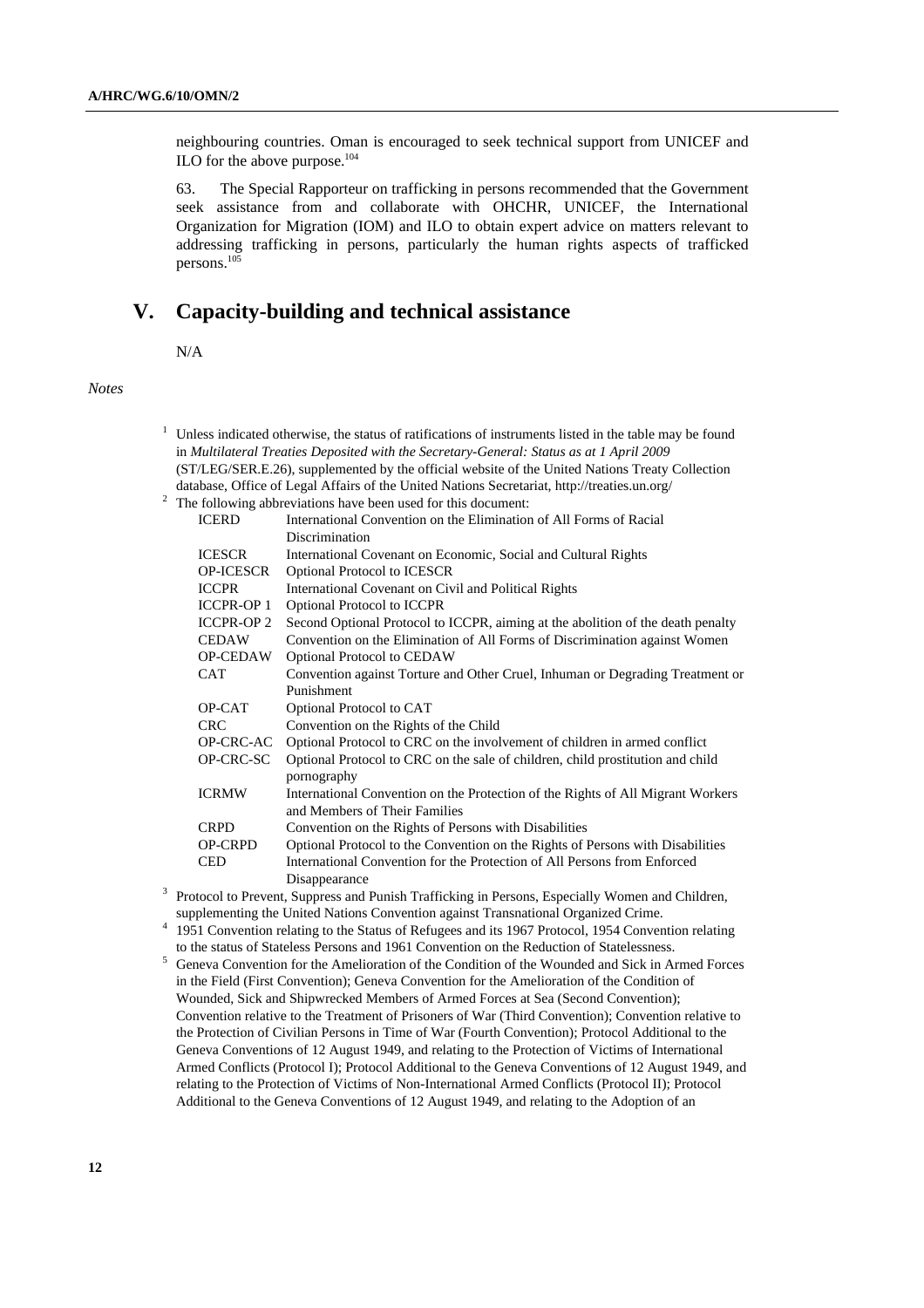neighbouring countries. Oman is encouraged to seek technical support from UNICEF and ILO for the above purpose.[104]

63. The Special Rapporteur on trafficking in persons recommended that the Government seek assistance from and collaborate with OHCHR, UNICEF, the International Organization for Migration (IOM) and ILO to obtain expert advice on matters relevant to addressing trafficking in persons, particularly the human rights aspects of trafficked persons.[105]

# V. Capacity-building and technical assistance

N/A

*Notes*

[1] Unless indicated otherwise, the status of ratifications of instruments listed in the table may be found in *Multilateral Treaties Deposited with the Secretary-General: Status as at 1 April 2009* (ST/LEG/SER.E.26), supplemented by the official website of the United Nations Treaty Collection database, Office of Legal Affairs of the United Nations Secretariat, http://treaties.un.org/

[2] The following abbreviations have been used for this document:

| | |
|---|---|
| ICERD | International Convention on the Elimination of All Forms of Racial Discrimination |
| ICESCR | International Covenant on Economic, Social and Cultural Rights |
| OP-ICESCR | Optional Protocol to ICESCR |
| ICCPR | International Covenant on Civil and Political Rights |
| ICCPR-OP 1 | Optional Protocol to ICCPR |
| ICCPR-OP 2 | Second Optional Protocol to ICCPR, aiming at the abolition of the death penalty |
| CEDAW | Convention on the Elimination of All Forms of Discrimination against Women |
| OP-CEDAW | Optional Protocol to CEDAW |
| CAT | Convention against Torture and Other Cruel, Inhuman or Degrading Treatment or Punishment |
| OP-CAT | Optional Protocol to CAT |
| CRC | Convention on the Rights of the Child |
| OP-CRC-AC | Optional Protocol to CRC on the involvement of children in armed conflict |
| OP-CRC-SC | Optional Protocol to CRC on the sale of children, child prostitution and child pornography |
| ICRMW | International Convention on the Protection of the Rights of All Migrant Workers and Members of Their Families |
| CRPD | Convention on the Rights of Persons with Disabilities |
| OP-CRPD | Optional Protocol to the Convention on the Rights of Persons with Disabilities |
| CED | International Convention for the Protection of All Persons from Enforced Disappearance |

[3] Protocol to Prevent, Suppress and Punish Trafficking in Persons, Especially Women and Children, supplementing the United Nations Convention against Transnational Organized Crime.

[4] 1951 Convention relating to the Status of Refugees and its 1967 Protocol, 1954 Convention relating to the status of Stateless Persons and 1961 Convention on the Reduction of Statelessness.

[5] Geneva Convention for the Amelioration of the Condition of the Wounded and Sick in Armed Forces in the Field (First Convention); Geneva Convention for the Amelioration of the Condition of Wounded, Sick and Shipwrecked Members of Armed Forces at Sea (Second Convention); Convention relative to the Treatment of Prisoners of War (Third Convention); Convention relative to the Protection of Civilian Persons in Time of War (Fourth Convention); Protocol Additional to the Geneva Conventions of 12 August 1949, and relating to the Protection of Victims of International Armed Conflicts (Protocol I); Protocol Additional to the Geneva Conventions of 12 August 1949, and relating to the Protection of Victims of Non-International Armed Conflicts (Protocol II); Protocol Additional to the Geneva Conventions of 12 August 1949, and relating to the Adoption of an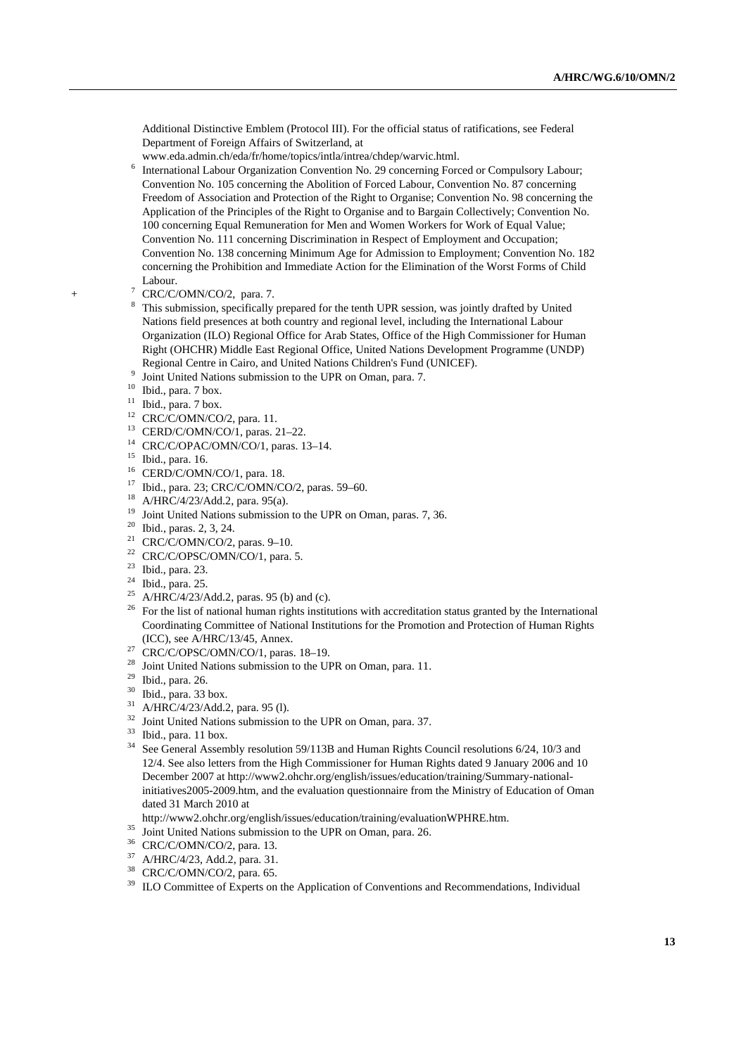Additional Distinctive Emblem (Protocol III). For the official status of ratifications, see Federal Department of Foreign Affairs of Switzerland, at www.eda.admin.ch/eda/fr/home/topics/intla/intrea/chdep/warvic.html.

[6] International Labour Organization Convention No. 29 concerning Forced or Compulsory Labour; Convention No. 105 concerning the Abolition of Forced Labour, Convention No. 87 concerning Freedom of Association and Protection of the Right to Organise; Convention No. 98 concerning the Application of the Principles of the Right to Organise and to Bargain Collectively; Convention No. 100 concerning Equal Remuneration for Men and Women Workers for Work of Equal Value; Convention No. 111 concerning Discrimination in Respect of Employment and Occupation; Convention No. 138 concerning Minimum Age for Admission to Employment; Convention No. 182 concerning the Prohibition and Immediate Action for the Elimination of the Worst Forms of Child Labour.

[7] CRC/C/OMN/CO/2, para. 7.

[8] This submission, specifically prepared for the tenth UPR session, was jointly drafted by United Nations field presences at both country and regional level, including the International Labour Organization (ILO) Regional Office for Arab States, Office of the High Commissioner for Human Right (OHCHR) Middle East Regional Office, United Nations Development Programme (UNDP) Regional Centre in Cairo, and United Nations Children's Fund (UNICEF).

[9] Joint United Nations submission to the UPR on Oman, para. 7.

[10] Ibid., para. 7 box.

[11] Ibid., para. 7 box.

[12] CRC/C/OMN/CO/2, para. 11.

[13] CERD/C/OMN/CO/1, paras. 21–22.

[14] CRC/C/OPAC/OMN/CO/1, paras. 13–14.

[15] Ibid., para. 16.

[16] CERD/C/OMN/CO/1, para. 18.

[17] Ibid., para. 23; CRC/C/OMN/CO/2, paras. 59–60.

[18] A/HRC/4/23/Add.2, para. 95(a).

[19] Joint United Nations submission to the UPR on Oman, paras. 7, 36.

[20] Ibid., paras. 2, 3, 24.

[21] CRC/C/OMN/CO/2, paras. 9–10.

[22] CRC/C/OPSC/OMN/CO/1, para. 5.

[23] Ibid., para. 23.

[24] Ibid., para. 25.

[25] A/HRC/4/23/Add.2, paras. 95 (b) and (c).

[26] For the list of national human rights institutions with accreditation status granted by the International Coordinating Committee of National Institutions for the Promotion and Protection of Human Rights (ICC), see A/HRC/13/45, Annex.

[27] CRC/C/OPSC/OMN/CO/1, paras. 18–19.

[28] Joint United Nations submission to the UPR on Oman, para. 11.

[29] Ibid., para. 26.

[30] Ibid., para. 33 box.

[31] A/HRC/4/23/Add.2, para. 95 (l).

[32] Joint United Nations submission to the UPR on Oman, para. 37.

[33] Ibid., para. 11 box.

[34] See General Assembly resolution 59/113B and Human Rights Council resolutions 6/24, 10/3 and 12/4. See also letters from the High Commissioner for Human Rights dated 9 January 2006 and 10 December 2007 at http://www2.ohchr.org/english/issues/education/training/Summary-national-initiatives2005-2009.htm, and the evaluation questionnaire from the Ministry of Education of Oman dated 31 March 2010 at http://www2.ohchr.org/english/issues/education/training/evaluationWPHRE.htm.

[35] Joint United Nations submission to the UPR on Oman, para. 26.

[36] CRC/C/OMN/CO/2, para. 13.

[37] A/HRC/4/23, Add.2, para. 31.

[38] CRC/C/OMN/CO/2, para. 65.

[39] ILO Committee of Experts on the Application of Conventions and Recommendations, Individual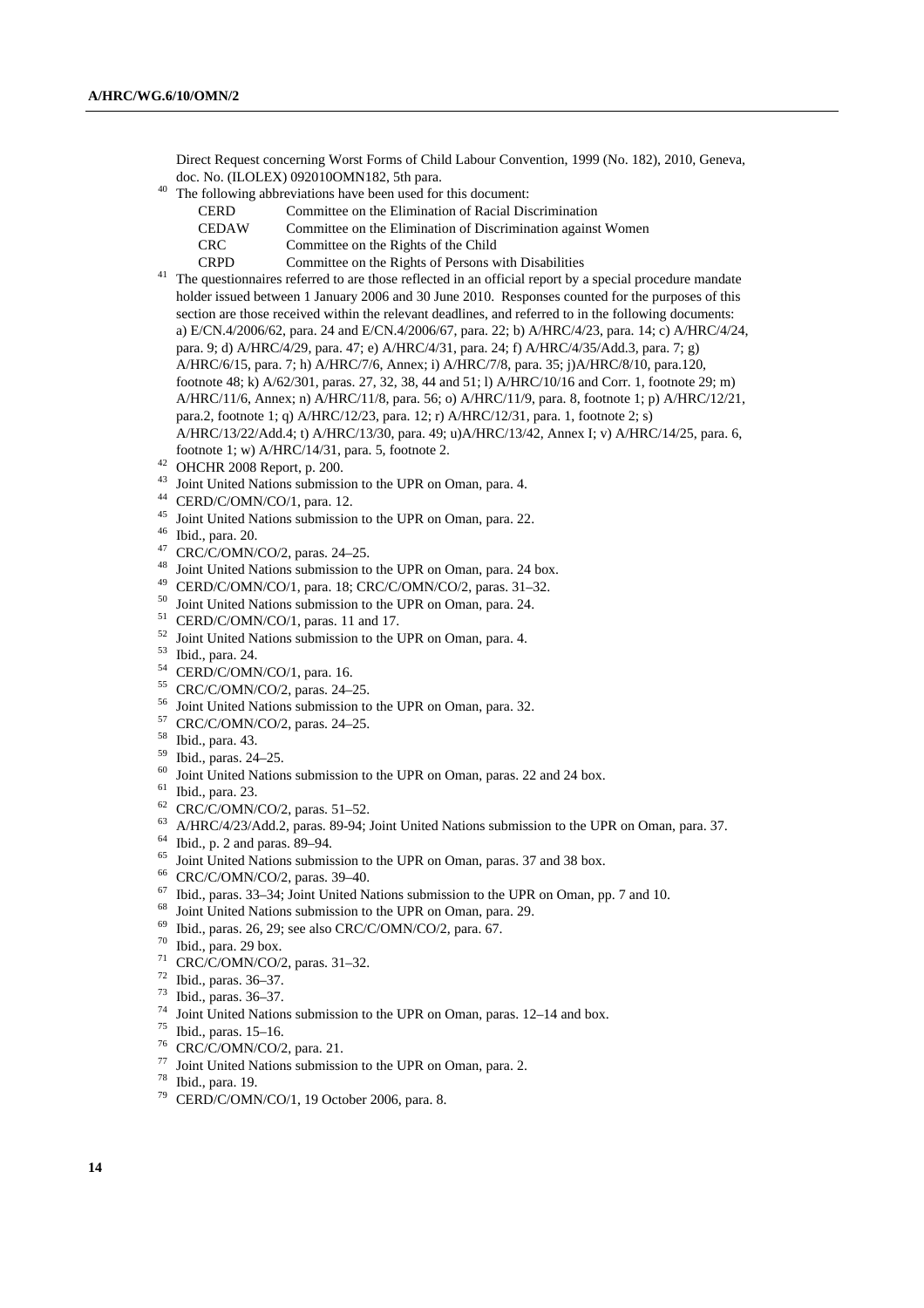Direct Request concerning Worst Forms of Child Labour Convention, 1999 (No. 182), 2010, Geneva, doc. No. (ILOLEX) 092010OMN182, 5th para.

[40] The following abbreviations have been used for this document:

| | |
|---|---|
| CERD | Committee on the Elimination of Racial Discrimination |
| CEDAW | Committee on the Elimination of Discrimination against Women |
| CRC | Committee on the Rights of the Child |
| CRPD | Committee on the Rights of Persons with Disabilities |

[41] The questionnaires referred to are those reflected in an official report by a special procedure mandate holder issued between 1 January 2006 and 30 June 2010. Responses counted for the purposes of this section are those received within the relevant deadlines, and referred to in the following documents: a) E/CN.4/2006/62, para. 24 and E/CN.4/2006/67, para. 22; b) A/HRC/4/23, para. 14; c) A/HRC/4/24, para. 9; d) A/HRC/4/29, para. 47; e) A/HRC/4/31, para. 24; f) A/HRC/4/35/Add.3, para. 7; g) A/HRC/6/15, para. 7; h) A/HRC/7/6, Annex; i) A/HRC/7/8, para. 35; j)A/HRC/8/10, para.120, footnote 48; k) A/62/301, paras. 27, 32, 38, 44 and 51; l) A/HRC/10/16 and Corr. 1, footnote 29; m) A/HRC/11/6, Annex; n) A/HRC/11/8, para. 56; o) A/HRC/11/9, para. 8, footnote 1; p) A/HRC/12/21, para.2, footnote 1; q) A/HRC/12/23, para. 12; r) A/HRC/12/31, para. 1, footnote 2; s) A/HRC/13/22/Add.4; t) A/HRC/13/30, para. 49; u)A/HRC/13/42, Annex I; v) A/HRC/14/25, para. 6, footnote 1; w) A/HRC/14/31, para. 5, footnote 2.

[42] OHCHR 2008 Report, p. 200.

[43] Joint United Nations submission to the UPR on Oman, para. 4.

[44] CERD/C/OMN/CO/1, para. 12.

[45] Joint United Nations submission to the UPR on Oman, para. 22.

[46] Ibid., para. 20.

[47] CRC/C/OMN/CO/2, paras. 24–25.

[48] Joint United Nations submission to the UPR on Oman, para. 24 box.

[49] CERD/C/OMN/CO/1, para. 18; CRC/C/OMN/CO/2, paras. 31–32.

[50] Joint United Nations submission to the UPR on Oman, para. 24.

[51] CERD/C/OMN/CO/1, paras. 11 and 17.

[52] Joint United Nations submission to the UPR on Oman, para. 4.

[53] Ibid., para. 24.

[54] CERD/C/OMN/CO/1, para. 16.

[55] CRC/C/OMN/CO/2, paras. 24–25.

[56] Joint United Nations submission to the UPR on Oman, para. 32.

[57] CRC/C/OMN/CO/2, paras. 24–25.

[58] Ibid., para. 43.

[59] Ibid., paras. 24–25.

[60] Joint United Nations submission to the UPR on Oman, paras. 22 and 24 box.

[61] Ibid., para. 23.

[62] CRC/C/OMN/CO/2, paras. 51–52.

[63] A/HRC/4/23/Add.2, paras. 89-94; Joint United Nations submission to the UPR on Oman, para. 37.

[64] Ibid., p. 2 and paras. 89–94.

[65] Joint United Nations submission to the UPR on Oman, paras. 37 and 38 box.

[66] CRC/C/OMN/CO/2, paras. 39–40.

[67] Ibid., paras. 33–34; Joint United Nations submission to the UPR on Oman, pp. 7 and 10.

[68] Joint United Nations submission to the UPR on Oman, para. 29.

[69] Ibid., paras. 26, 29; see also CRC/C/OMN/CO/2, para. 67.

[70] Ibid., para. 29 box.

[71] CRC/C/OMN/CO/2, paras. 31–32.

[72] Ibid., paras. 36–37.

[73] Ibid., paras. 36–37.

[74] Joint United Nations submission to the UPR on Oman, paras. 12–14 and box.

[75] Ibid., paras. 15–16.

[76] CRC/C/OMN/CO/2, para. 21.

[77] Joint United Nations submission to the UPR on Oman, para. 2.

[78] Ibid., para. 19.

[79] CERD/C/OMN/CO/1, 19 October 2006, para. 8.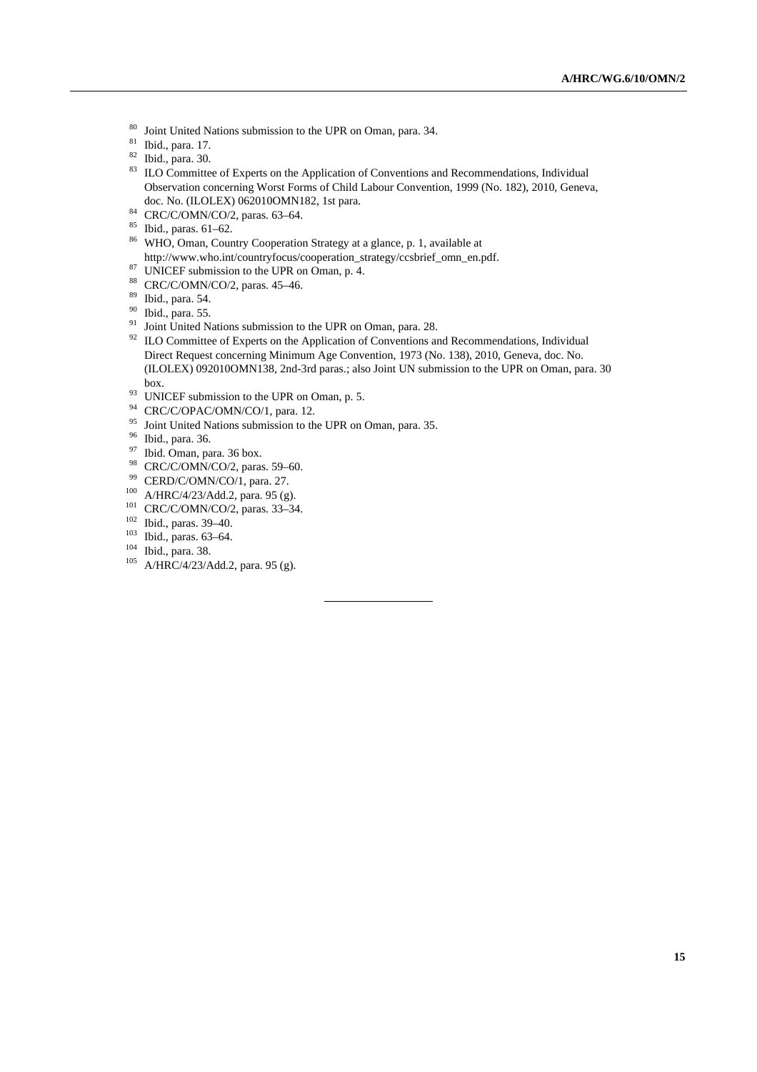[80] Joint United Nations submission to the UPR on Oman, para. 34.
[81] Ibid., para. 17.
[82] Ibid., para. 30.
[83] ILO Committee of Experts on the Application of Conventions and Recommendations, Individual Observation concerning Worst Forms of Child Labour Convention, 1999 (No. 182), 2010, Geneva, doc. No. (ILOLEX) 062010OMN182, 1st para.
[84] CRC/C/OMN/CO/2, paras. 63–64.
[85] Ibid., paras. 61–62.
[86] WHO, Oman, Country Cooperation Strategy at a glance, p. 1, available at http://www.who.int/countryfocus/cooperation_strategy/ccsbrief_omn_en.pdf.
[87] UNICEF submission to the UPR on Oman, p. 4.
[88] CRC/C/OMN/CO/2, paras. 45–46.
[89] Ibid., para. 54.
[90] Ibid., para. 55.
[91] Joint United Nations submission to the UPR on Oman, para. 28.
[92] ILO Committee of Experts on the Application of Conventions and Recommendations, Individual Direct Request concerning Minimum Age Convention, 1973 (No. 138), 2010, Geneva, doc. No. (ILOLEX) 092010OMN138, 2nd-3rd paras.; also Joint UN submission to the UPR on Oman, para. 30 box.
[93] UNICEF submission to the UPR on Oman, p. 5.
[94] CRC/C/OPAC/OMN/CO/1, para. 12.
[95] Joint United Nations submission to the UPR on Oman, para. 35.
[96] Ibid., para. 36.
[97] Ibid. Oman, para. 36 box.
[98] CRC/C/OMN/CO/2, paras. 59–60.
[99] CERD/C/OMN/CO/1, para. 27.
[100] A/HRC/4/23/Add.2, para. 95 (g).
[101] CRC/C/OMN/CO/2, paras. 33–34.
[102] Ibid., paras. 39–40.
[103] Ibid., paras. 63–64.
[104] Ibid., para. 38.
[105] A/HRC/4/23/Add.2, para. 95 (g).